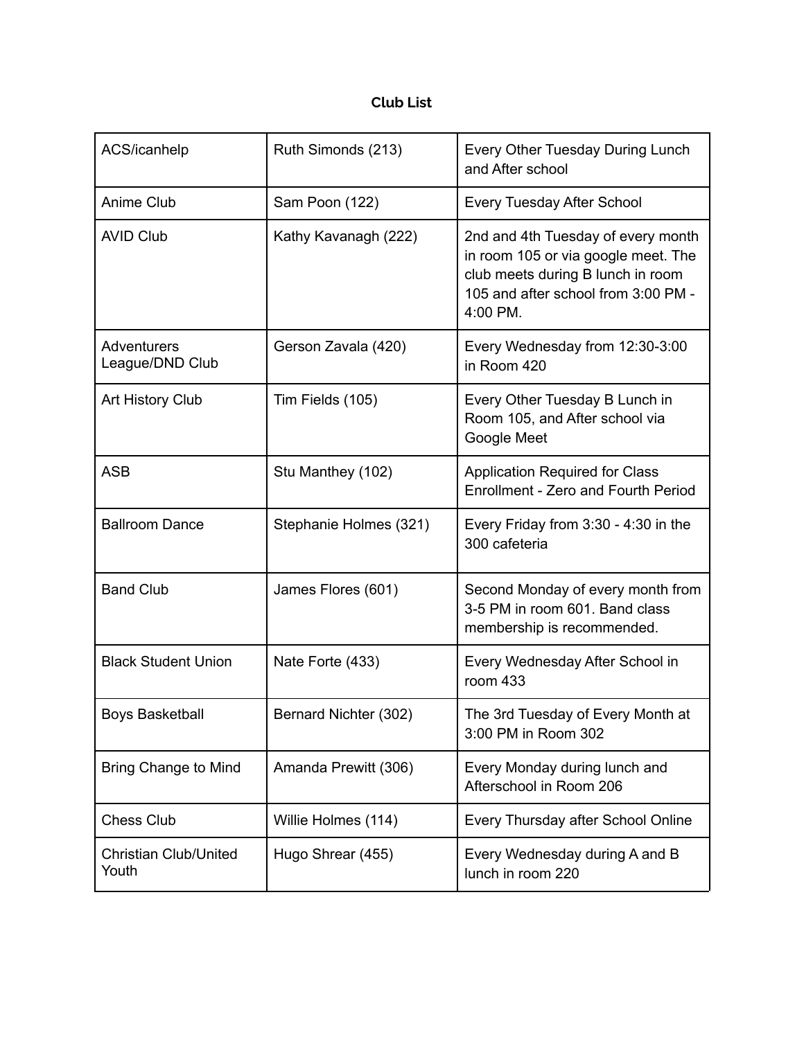**Club List**

| | | |
|---|---|---|
| ACS/icanhelp | Ruth Simonds (213) | Every Other Tuesday During Lunch and After school |
| Anime Club | Sam Poon (122) | Every Tuesday After School |
| AVID Club | Kathy Kavanagh (222) | 2nd and 4th Tuesday of every month in room 105 or via google meet. The club meets during B lunch in room 105 and after school from 3:00 PM - 4:00 PM. |
| Adventurers League/DND Club | Gerson Zavala (420) | Every Wednesday from 12:30-3:00 in Room 420 |
| Art History Club | Tim Fields (105) | Every Other Tuesday B Lunch in Room 105, and After school via Google Meet |
| ASB | Stu Manthey (102) | Application Required for Class Enrollment - Zero and Fourth Period |
| Ballroom Dance | Stephanie Holmes (321) | Every Friday from 3:30 - 4:30 in the 300 cafeteria |
| Band Club | James Flores (601) | Second Monday of every month from 3-5 PM in room 601. Band class membership is recommended. |
| Black Student Union | Nate Forte (433) | Every Wednesday After School in room 433 |
| Boys Basketball | Bernard Nichter (302) | The 3rd Tuesday of Every Month at 3:00 PM in Room 302 |
| Bring Change to Mind | Amanda Prewitt (306) | Every Monday during lunch and Afterschool in Room 206 |
| Chess Club | Willie Holmes (114) | Every Thursday after School Online |
| Christian Club/United Youth | Hugo Shrear (455) | Every Wednesday during A and B lunch in room 220 |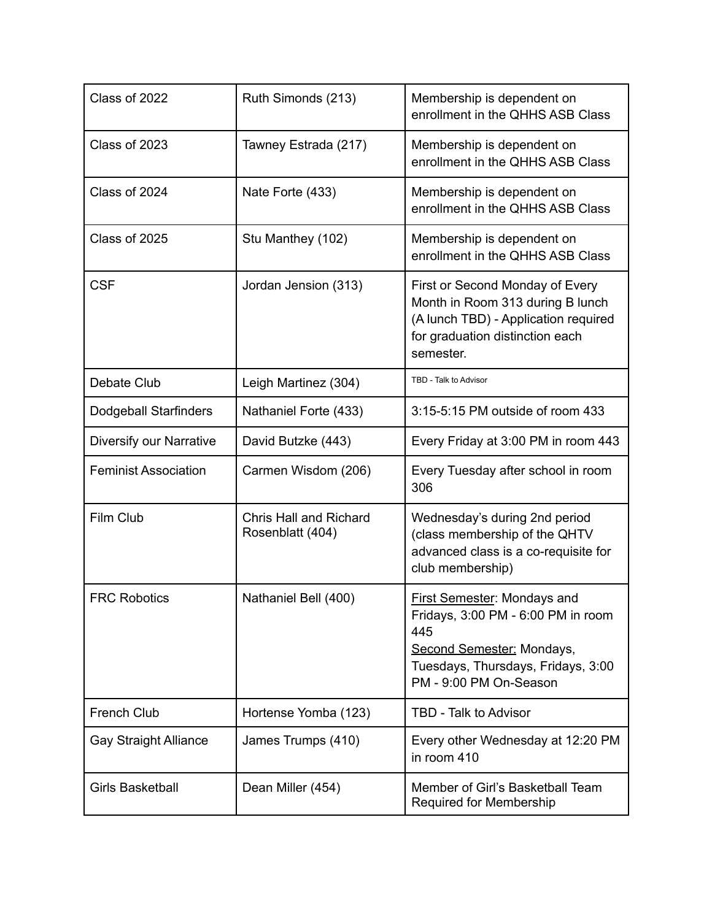| Class of 2022 | Ruth Simonds (213) | Membership is dependent on enrollment in the QHHS ASB Class |
| --- | --- | --- |
| Class of 2023 | Tawney Estrada (217) | Membership is dependent on enrollment in the QHHS ASB Class |
| Class of 2024 | Nate Forte (433) | Membership is dependent on enrollment in the QHHS ASB Class |
| Class of 2025 | Stu Manthey (102) | Membership is dependent on enrollment in the QHHS ASB Class |
| CSF | Jordan Jension (313) | First or Second Monday of Every Month in Room 313 during B lunch (A lunch TBD) - Application required for graduation distinction each semester. |
| Debate Club | Leigh Martinez (304) | TBD - Talk to Advisor |
| Dodgeball Starfinders | Nathaniel Forte (433) | 3:15-5:15 PM outside of room 433 |
| Diversify our Narrative | David Butzke (443) | Every Friday at 3:00 PM in room 443 |
| Feminist Association | Carmen Wisdom (206) | Every Tuesday after school in room 306 |
| Film Club | Chris Hall and Richard Rosenblatt (404) | Wednesday's during 2nd period (class membership of the QHTV advanced class is a co-requisite for club membership) |
| FRC Robotics | Nathaniel Bell (400) | <u>First Semester</u>: Mondays and Fridays, 3:00 PM - 6:00 PM in room 445<br><u>Second Semester:</u> Mondays, Tuesdays, Thursdays, Fridays, 3:00 PM - 9:00 PM On-Season |
| French Club | Hortense Yomba (123) | TBD - Talk to Advisor |
| Gay Straight Alliance | James Trumps (410) | Every other Wednesday at 12:20 PM in room 410 |
| Girls Basketball | Dean Miller (454) | Member of Girl's Basketball Team Required for Membership |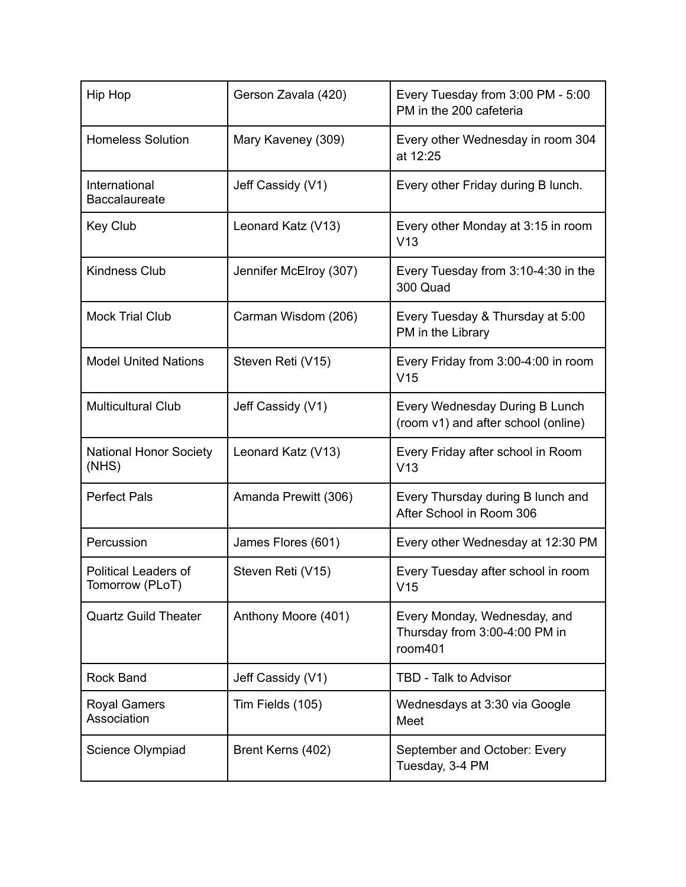| Hip Hop | Gerson Zavala (420) | Every Tuesday from 3:00 PM - 5:00 PM in the 200 cafeteria |
|---|---|---|
| Homeless Solution | Mary Kaveney (309) | Every other Wednesday in room 304 at 12:25 |
| International Baccalaureate | Jeff Cassidy (V1) | Every other Friday during B lunch. |
| Key Club | Leonard Katz (V13) | Every other Monday at 3:15 in room V13 |
| Kindness Club | Jennifer McElroy (307) | Every Tuesday from 3:10-4:30 in the 300 Quad |
| Mock Trial Club | Carman Wisdom (206) | Every Tuesday & Thursday at 5:00 PM in the Library |
| Model United Nations | Steven Reti (V15) | Every Friday from 3:00-4:00 in room V15 |
| Multicultural Club | Jeff Cassidy (V1) | Every Wednesday During B Lunch (room v1) and after school (online) |
| National Honor Society (NHS) | Leonard Katz (V13) | Every Friday after school in Room V13 |
| Perfect Pals | Amanda Prewitt (306) | Every Thursday during B lunch and After School in Room 306 |
| Percussion | James Flores (601) | Every other Wednesday at 12:30 PM |
| Political Leaders of Tomorrow (PLoT) | Steven Reti (V15) | Every Tuesday after school in room V15 |
| Quartz Guild Theater | Anthony Moore (401) | Every Monday, Wednesday, and Thursday from 3:00-4:00 PM in room401 |
| Rock Band | Jeff Cassidy (V1) | TBD - Talk to Advisor |
| Royal Gamers Association | Tim Fields (105) | Wednesdays at 3:30 via Google Meet |
| Science Olympiad | Brent Kerns (402) | September and October: Every Tuesday, 3-4 PM |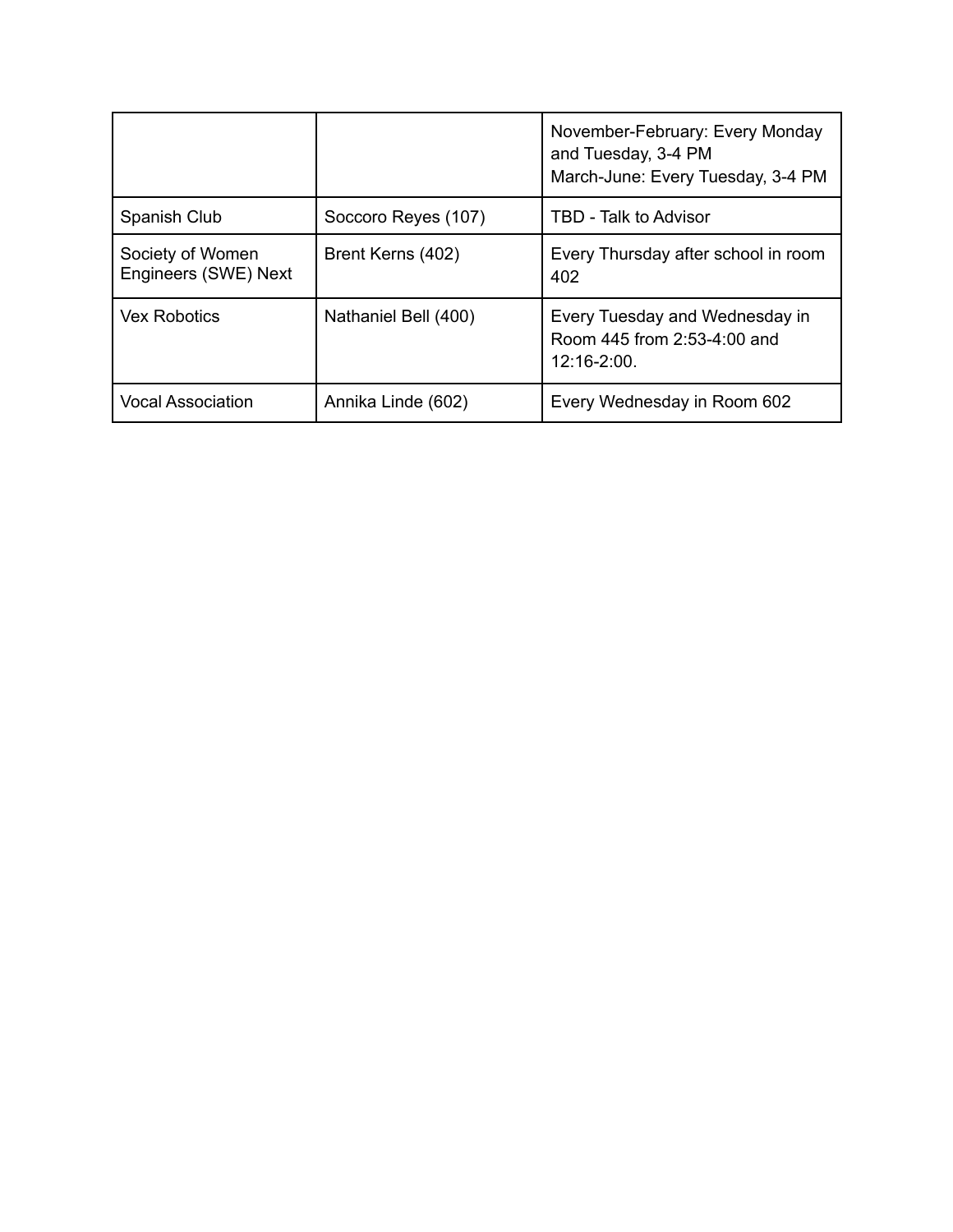| | | |
|---|---|---|
| | | November-February: Every Monday and Tuesday, 3-4 PM<br>March-June: Every Tuesday, 3-4 PM |
| Spanish Club | Soccoro Reyes (107) | TBD - Talk to Advisor |
| Society of Women Engineers (SWE) Next | Brent Kerns (402) | Every Thursday after school in room 402 |
| Vex Robotics | Nathaniel Bell (400) | Every Tuesday and Wednesday in Room 445 from 2:53-4:00 and 12:16-2:00. |
| Vocal Association | Annika Linde (602) | Every Wednesday in Room 602 |